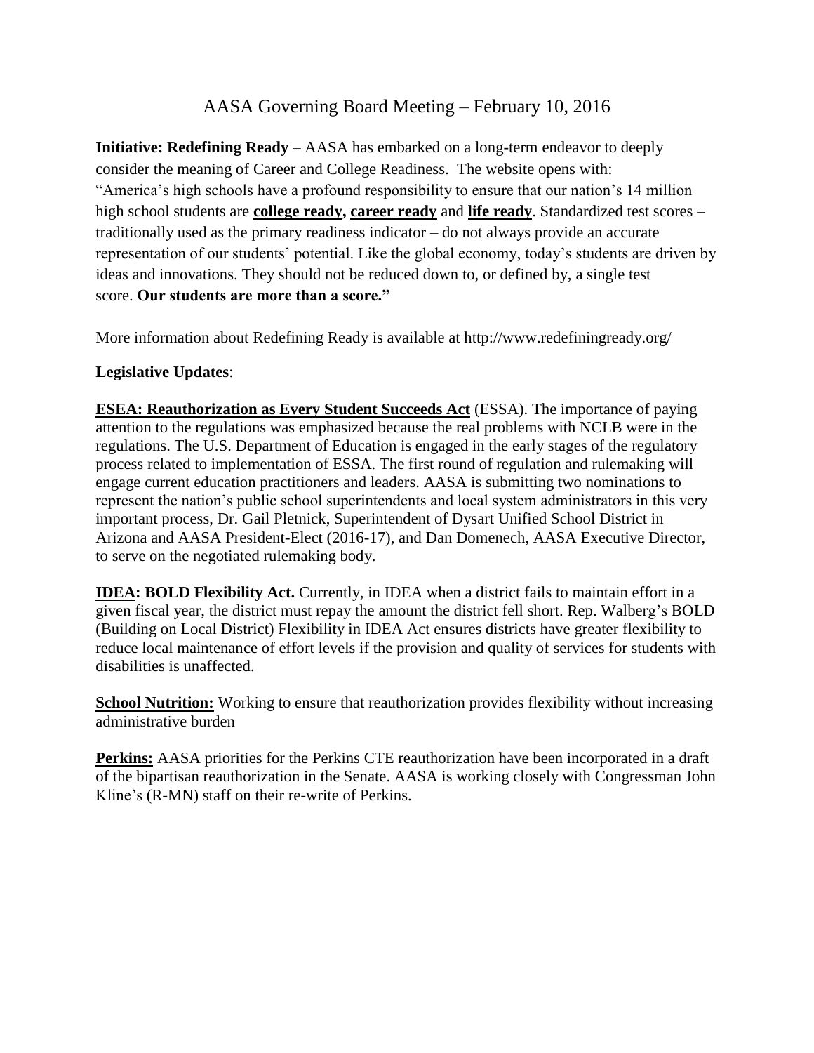# AASA Governing Board Meeting – February 10, 2016

**Initiative: Redefining Ready** – AASA has embarked on a long-term endeavor to deeply consider the meaning of Career and College Readiness. The website opens with: "America's high schools have a profound responsibility to ensure that our nation's 14 million high school students are **college ready, career ready** and **life ready**. Standardized test scores – traditionally used as the primary readiness indicator – do not always provide an accurate representation of our students' potential. Like the global economy, today's students are driven by ideas and innovations. They should not be reduced down to, or defined by, a single test score. **Our students are more than a score."**

More information about Redefining Ready is available at http://www.redefiningready.org/

**Legislative Updates**:

**ESEA: Reauthorization as Every Student Succeeds Act** (ESSA). The importance of paying attention to the regulations was emphasized because the real problems with NCLB were in the regulations. The U.S. Department of Education is engaged in the early stages of the regulatory process related to implementation of ESSA. The first round of regulation and rulemaking will engage current education practitioners and leaders. AASA is submitting two nominations to represent the nation's public school superintendents and local system administrators in this very important process, Dr. Gail Pletnick, Superintendent of Dysart Unified School District in Arizona and AASA President-Elect (2016-17), and Dan Domenech, AASA Executive Director, to serve on the negotiated rulemaking body.

**IDEA: BOLD Flexibility Act.** Currently, in IDEA when a district fails to maintain effort in a given fiscal year, the district must repay the amount the district fell short. Rep. Walberg's BOLD (Building on Local District) Flexibility in IDEA Act ensures districts have greater flexibility to reduce local maintenance of effort levels if the provision and quality of services for students with disabilities is unaffected.

**School Nutrition:** Working to ensure that reauthorization provides flexibility without increasing administrative burden

**Perkins:** AASA priorities for the Perkins CTE reauthorization have been incorporated in a draft of the bipartisan reauthorization in the Senate. AASA is working closely with Congressman John Kline's (R-MN) staff on their re-write of Perkins.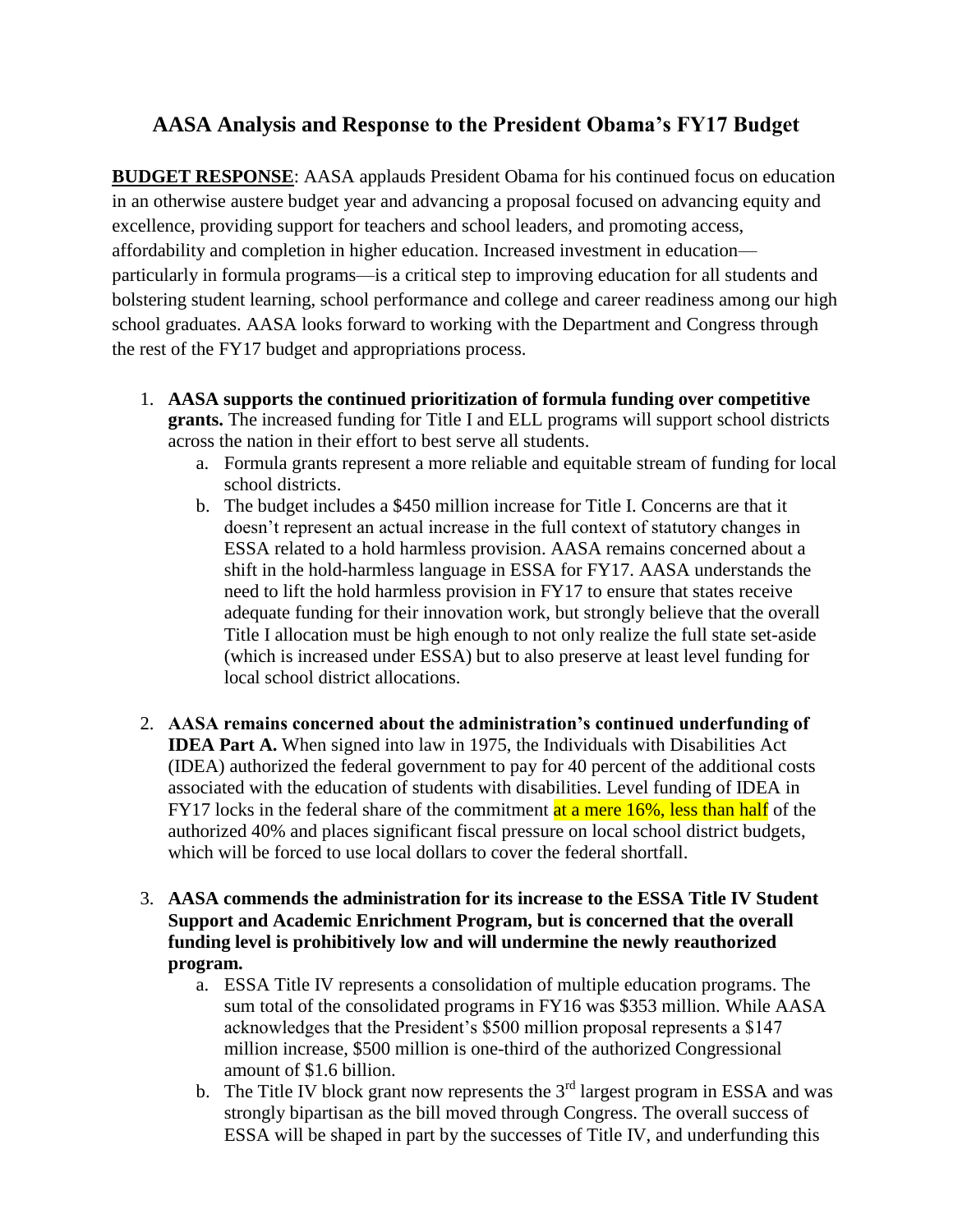# AASA Analysis and Response to the President Obama's FY17 Budget

**BUDGET RESPONSE**: AASA applauds President Obama for his continued focus on education in an otherwise austere budget year and advancing a proposal focused on advancing equity and excellence, providing support for teachers and school leaders, and promoting access, affordability and completion in higher education. Increased investment in education—particularly in formula programs—is a critical step to improving education for all students and bolstering student learning, school performance and college and career readiness among our high school graduates. AASA looks forward to working with the Department and Congress through the rest of the FY17 budget and appropriations process.

1. **AASA supports the continued prioritization of formula funding over competitive grants.** The increased funding for Title I and ELL programs will support school districts across the nation in their effort to best serve all students.
   a. Formula grants represent a more reliable and equitable stream of funding for local school districts.
   b. The budget includes a $450 million increase for Title I. Concerns are that it doesn't represent an actual increase in the full context of statutory changes in ESSA related to a hold harmless provision. AASA remains concerned about a shift in the hold-harmless language in ESSA for FY17. AASA understands the need to lift the hold harmless provision in FY17 to ensure that states receive adequate funding for their innovation work, but strongly believe that the overall Title I allocation must be high enough to not only realize the full state set-aside (which is increased under ESSA) but to also preserve at least level funding for local school district allocations.

2. **AASA remains concerned about the administration's continued underfunding of IDEA Part A.** When signed into law in 1975, the Individuals with Disabilities Act (IDEA) authorized the federal government to pay for 40 percent of the additional costs associated with the education of students with disabilities. Level funding of IDEA in FY17 locks in the federal share of the commitment at a mere 16%, less than half of the authorized 40% and places significant fiscal pressure on local school district budgets, which will be forced to use local dollars to cover the federal shortfall.

3. **AASA commends the administration for its increase to the ESSA Title IV Student Support and Academic Enrichment Program, but is concerned that the overall funding level is prohibitively low and will undermine the newly reauthorized program.**
   a. ESSA Title IV represents a consolidation of multiple education programs. The sum total of the consolidated programs in FY16 was $353 million. While AASA acknowledges that the President's $500 million proposal represents a $147 million increase, $500 million is one-third of the authorized Congressional amount of $1.6 billion.
   b. The Title IV block grant now represents the 3rd largest program in ESSA and was strongly bipartisan as the bill moved through Congress. The overall success of ESSA will be shaped in part by the successes of Title IV, and underfunding this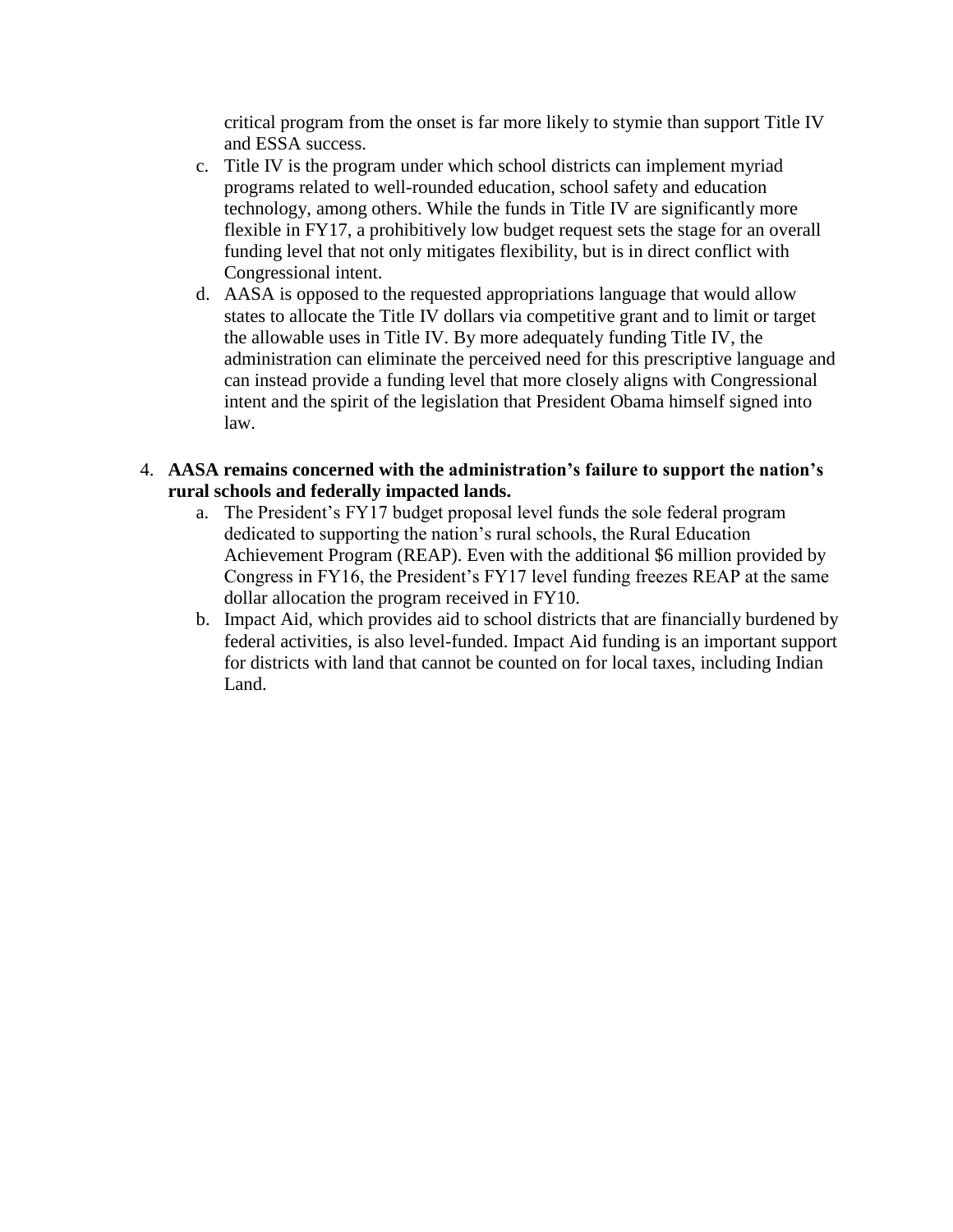critical program from the onset is far more likely to stymie than support Title IV and ESSA success.

c. Title IV is the program under which school districts can implement myriad programs related to well-rounded education, school safety and education technology, among others. While the funds in Title IV are significantly more flexible in FY17, a prohibitively low budget request sets the stage for an overall funding level that not only mitigates flexibility, but is in direct conflict with Congressional intent.

d. AASA is opposed to the requested appropriations language that would allow states to allocate the Title IV dollars via competitive grant and to limit or target the allowable uses in Title IV. By more adequately funding Title IV, the administration can eliminate the perceived need for this prescriptive language and can instead provide a funding level that more closely aligns with Congressional intent and the spirit of the legislation that President Obama himself signed into law.

4. **AASA remains concerned with the administration's failure to support the nation's rural schools and federally impacted lands.**

   a. The President's FY17 budget proposal level funds the sole federal program dedicated to supporting the nation's rural schools, the Rural Education Achievement Program (REAP). Even with the additional $6 million provided by Congress in FY16, the President's FY17 level funding freezes REAP at the same dollar allocation the program received in FY10.

   b. Impact Aid, which provides aid to school districts that are financially burdened by federal activities, is also level-funded. Impact Aid funding is an important support for districts with land that cannot be counted on for local taxes, including Indian Land.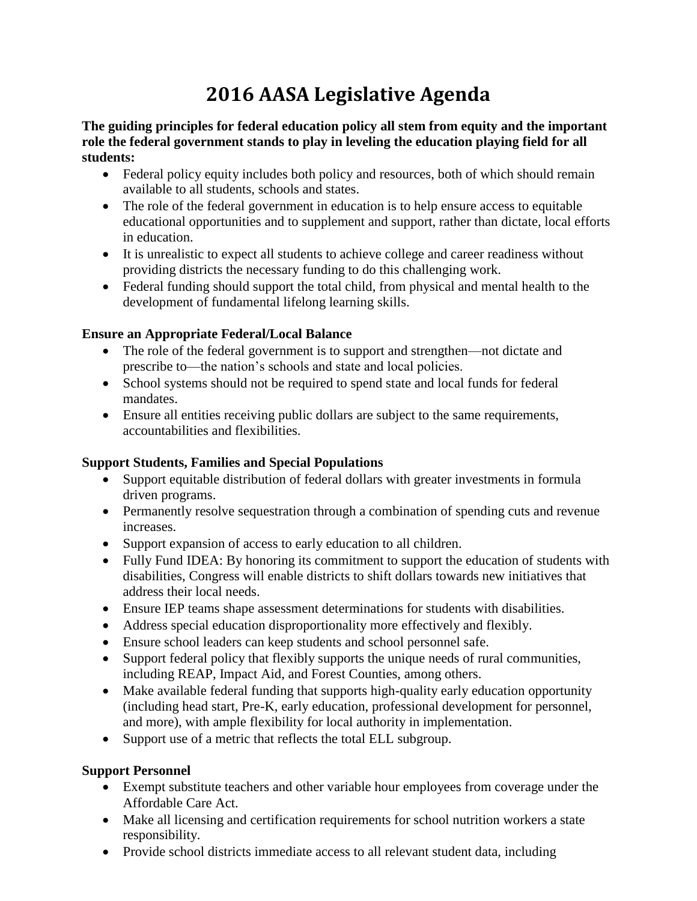# 2016 AASA Legislative Agenda

**The guiding principles for federal education policy all stem from equity and the important role the federal government stands to play in leveling the education playing field for all students:**

- Federal policy equity includes both policy and resources, both of which should remain available to all students, schools and states.
- The role of the federal government in education is to help ensure access to equitable educational opportunities and to supplement and support, rather than dictate, local efforts in education.
- It is unrealistic to expect all students to achieve college and career readiness without providing districts the necessary funding to do this challenging work.
- Federal funding should support the total child, from physical and mental health to the development of fundamental lifelong learning skills.

**Ensure an Appropriate Federal/Local Balance**

- The role of the federal government is to support and strengthen—not dictate and prescribe to—the nation's schools and state and local policies.
- School systems should not be required to spend state and local funds for federal mandates.
- Ensure all entities receiving public dollars are subject to the same requirements, accountabilities and flexibilities.

**Support Students, Families and Special Populations**

- Support equitable distribution of federal dollars with greater investments in formula driven programs.
- Permanently resolve sequestration through a combination of spending cuts and revenue increases.
- Support expansion of access to early education to all children.
- Fully Fund IDEA: By honoring its commitment to support the education of students with disabilities, Congress will enable districts to shift dollars towards new initiatives that address their local needs.
- Ensure IEP teams shape assessment determinations for students with disabilities.
- Address special education disproportionality more effectively and flexibly.
- Ensure school leaders can keep students and school personnel safe.
- Support federal policy that flexibly supports the unique needs of rural communities, including REAP, Impact Aid, and Forest Counties, among others.
- Make available federal funding that supports high-quality early education opportunity (including head start, Pre-K, early education, professional development for personnel, and more), with ample flexibility for local authority in implementation.
- Support use of a metric that reflects the total ELL subgroup.

**Support Personnel**

- Exempt substitute teachers and other variable hour employees from coverage under the Affordable Care Act.
- Make all licensing and certification requirements for school nutrition workers a state responsibility.
- Provide school districts immediate access to all relevant student data, including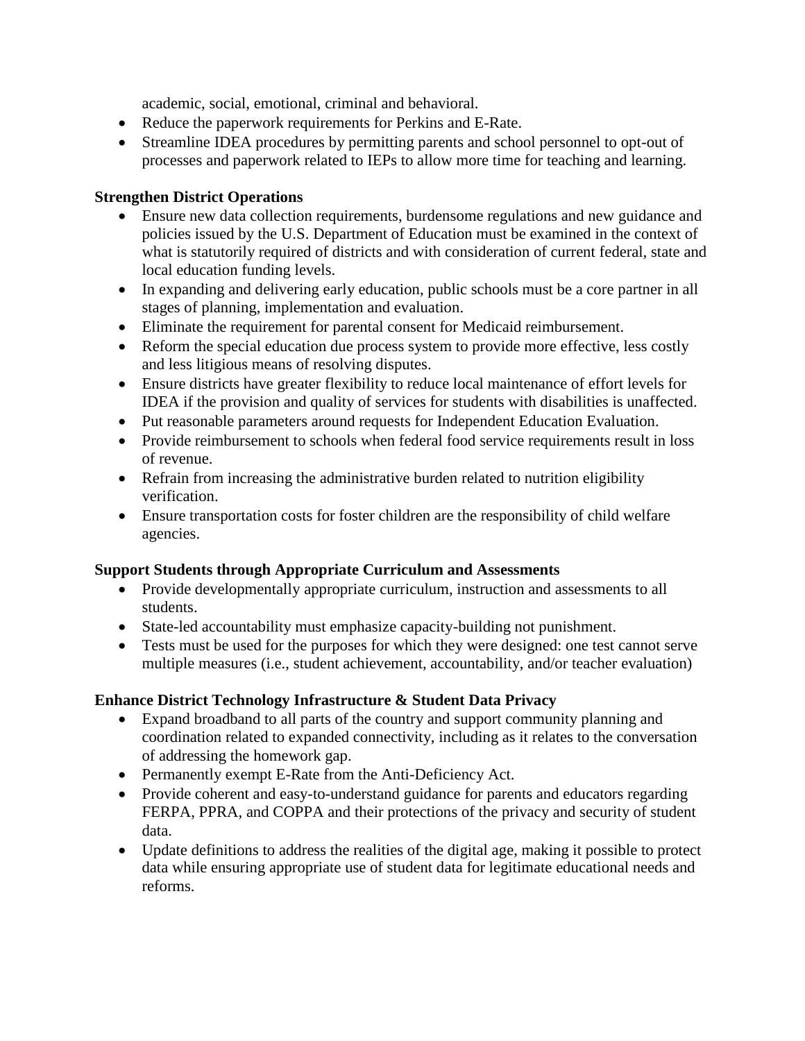academic, social, emotional, criminal and behavioral.

- Reduce the paperwork requirements for Perkins and E-Rate.
- Streamline IDEA procedures by permitting parents and school personnel to opt-out of processes and paperwork related to IEPs to allow more time for teaching and learning.

**Strengthen District Operations**

- Ensure new data collection requirements, burdensome regulations and new guidance and policies issued by the U.S. Department of Education must be examined in the context of what is statutorily required of districts and with consideration of current federal, state and local education funding levels.
- In expanding and delivering early education, public schools must be a core partner in all stages of planning, implementation and evaluation.
- Eliminate the requirement for parental consent for Medicaid reimbursement.
- Reform the special education due process system to provide more effective, less costly and less litigious means of resolving disputes.
- Ensure districts have greater flexibility to reduce local maintenance of effort levels for IDEA if the provision and quality of services for students with disabilities is unaffected.
- Put reasonable parameters around requests for Independent Education Evaluation.
- Provide reimbursement to schools when federal food service requirements result in loss of revenue.
- Refrain from increasing the administrative burden related to nutrition eligibility verification.
- Ensure transportation costs for foster children are the responsibility of child welfare agencies.

**Support Students through Appropriate Curriculum and Assessments**

- Provide developmentally appropriate curriculum, instruction and assessments to all students.
- State-led accountability must emphasize capacity-building not punishment.
- Tests must be used for the purposes for which they were designed: one test cannot serve multiple measures (i.e., student achievement, accountability, and/or teacher evaluation)

**Enhance District Technology Infrastructure & Student Data Privacy**

- Expand broadband to all parts of the country and support community planning and coordination related to expanded connectivity, including as it relates to the conversation of addressing the homework gap.
- Permanently exempt E-Rate from the Anti-Deficiency Act.
- Provide coherent and easy-to-understand guidance for parents and educators regarding FERPA, PPRA, and COPPA and their protections of the privacy and security of student data.
- Update definitions to address the realities of the digital age, making it possible to protect data while ensuring appropriate use of student data for legitimate educational needs and reforms.